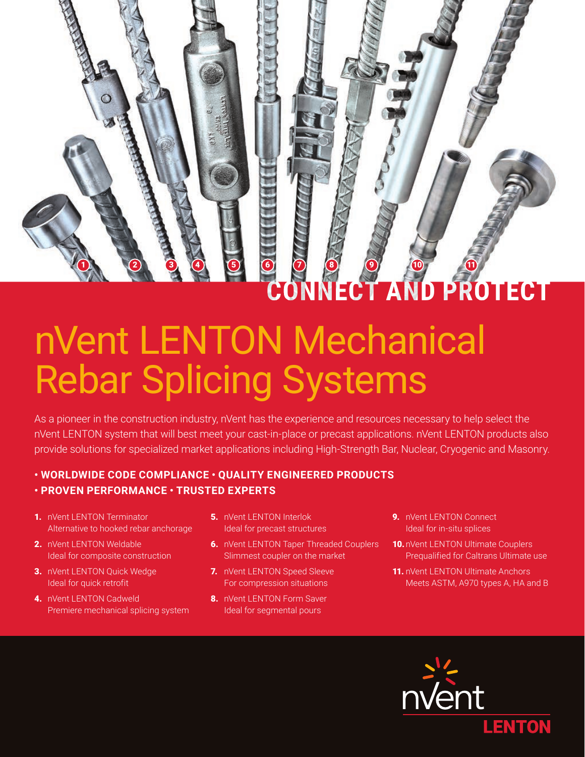CONNECT AND PROTECT

# nVent LENTON Mechanical Rebar Splicing Systems

As a pioneer in the construction industry, nVent has the experience and resources necessary to help select the nVent LENTON system that will best meet your cast-in-place or precast applications. nVent LENTON products also provide solutions for specialized market applications including High-Strength Bar, Nuclear, Cryogenic and Masonry.

**• WORLDWIDE CODE COMPLIANCE • QUALITY ENGINEERED PRODUCTS**
**• PROVEN PERFORMANCE • TRUSTED EXPERTS**

1. nVent LENTON Terminator
   Alternative to hooked rebar anchorage
2. nVent LENTON Weldable
   Ideal for composite construction
3. nVent LENTON Quick Wedge
   Ideal for quick retrofit
4. nVent LENTON Cadweld
   Premiere mechanical splicing system
5. nVent LENTON Interlok
   Ideal for precast structures
6. nVent LENTON Taper Threaded Couplers
   Slimmest coupler on the market
7. nVent LENTON Speed Sleeve
   For compression situations
8. nVent LENTON Form Saver
   Ideal for segmental pours
9. nVent LENTON Connect
   Ideal for in-situ splices
10. nVent LENTON Ultimate Couplers
    Prequalified for Caltrans Ultimate use
11. nVent LENTON Ultimate Anchors
    Meets ASTM, A970 types A, HA and B

nVent LENTON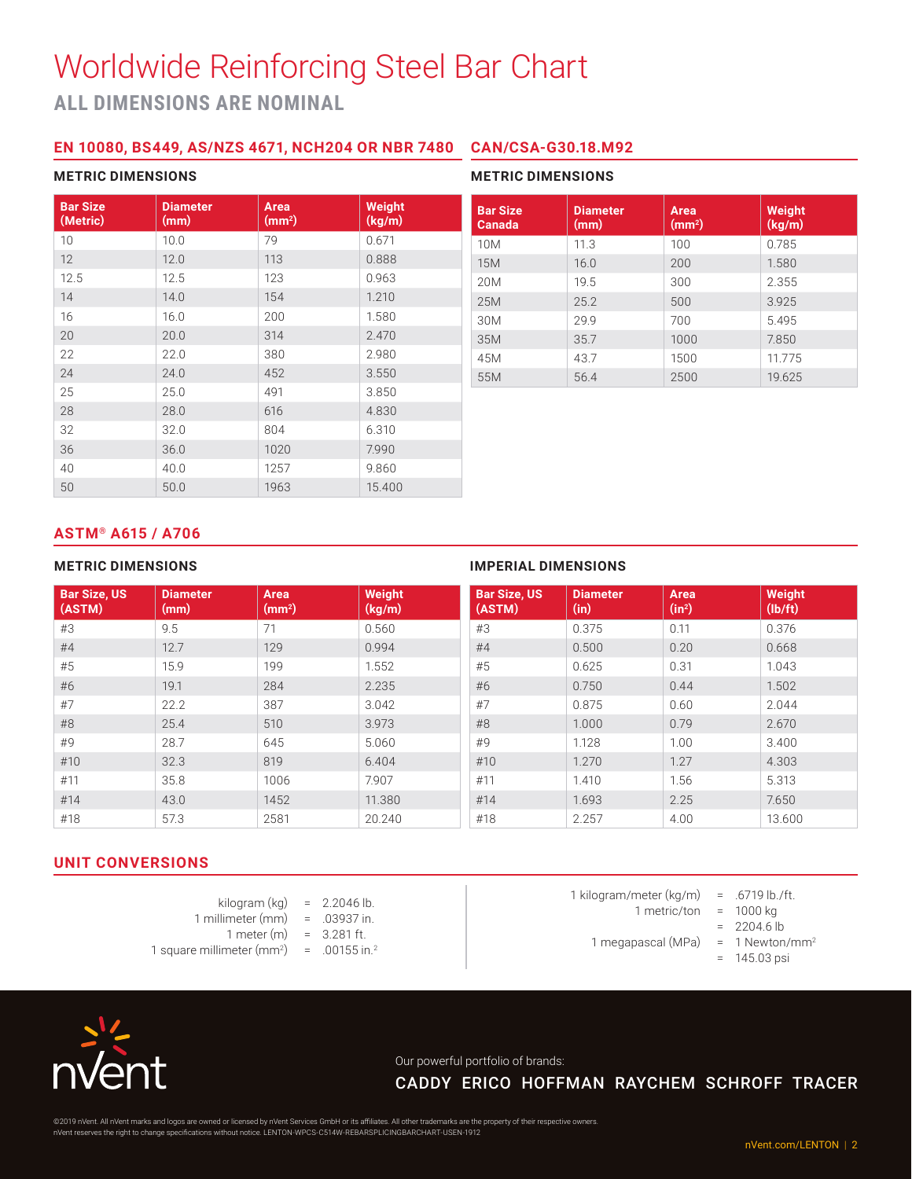# Worldwide Reinforcing Steel Bar Chart

## ALL DIMENSIONS ARE NOMINAL

### EN 10080, BS449, AS/NZS 4671, NCH204 OR NBR 7480

#### METRIC DIMENSIONS

| Bar Size (Metric) | Diameter (mm) | Area ($mm^2$) | Weight (kg/m) |
|---|---|---|---|
| 10 | 10.0 | 79 | 0.671 |
| 12 | 12.0 | 113 | 0.888 |
| 12.5 | 12.5 | 123 | 0.963 |
| 14 | 14.0 | 154 | 1.210 |
| 16 | 16.0 | 200 | 1.580 |
| 20 | 20.0 | 314 | 2.470 |
| 22 | 22.0 | 380 | 2.980 |
| 24 | 24.0 | 452 | 3.550 |
| 25 | 25.0 | 491 | 3.850 |
| 28 | 28.0 | 616 | 4.830 |
| 32 | 32.0 | 804 | 6.310 |
| 36 | 36.0 | 1020 | 7.990 |
| 40 | 40.0 | 1257 | 9.860 |
| 50 | 50.0 | 1963 | 15.400 |

### CAN/CSA-G30.18.M92

#### METRIC DIMENSIONS

| Bar Size Canada | Diameter (mm) | Area ($mm^2$) | Weight (kg/m) |
|---|---|---|---|
| 10M | 11.3 | 100 | 0.785 |
| 15M | 16.0 | 200 | 1.580 |
| 20M | 19.5 | 300 | 2.355 |
| 25M | 25.2 | 500 | 3.925 |
| 30M | 29.9 | 700 | 5.495 |
| 35M | 35.7 | 1000 | 7.850 |
| 45M | 43.7 | 1500 | 11.775 |
| 55M | 56.4 | 2500 | 19.625 |

### ASTM® A615 / A706

#### METRIC DIMENSIONS

| Bar Size, US (ASTM) | Diameter (mm) | Area ($mm^2$) | Weight (kg/m) |
|---|---|---|---|
| #3 | 9.5 | 71 | 0.560 |
| #4 | 12.7 | 129 | 0.994 |
| #5 | 15.9 | 199 | 1.552 |
| #6 | 19.1 | 284 | 2.235 |
| #7 | 22.2 | 387 | 3.042 |
| #8 | 25.4 | 510 | 3.973 |
| #9 | 28.7 | 645 | 5.060 |
| #10 | 32.3 | 819 | 6.404 |
| #11 | 35.8 | 1006 | 7.907 |
| #14 | 43.0 | 1452 | 11.380 |
| #18 | 57.3 | 2581 | 20.240 |

#### IMPERIAL DIMENSIONS

| Bar Size, US (ASTM) | Diameter (in) | Area ($in^2$) | Weight (lb/ft) |
|---|---|---|---|
| #3 | 0.375 | 0.11 | 0.376 |
| #4 | 0.500 | 0.20 | 0.668 |
| #5 | 0.625 | 0.31 | 1.043 |
| #6 | 0.750 | 0.44 | 1.502 |
| #7 | 0.875 | 0.60 | 2.044 |
| #8 | 1.000 | 0.79 | 2.670 |
| #9 | 1.128 | 1.00 | 3.400 |
| #10 | 1.270 | 1.27 | 4.303 |
| #11 | 1.410 | 1.56 | 5.313 |
| #14 | 1.693 | 2.25 | 7.650 |
| #18 | 2.257 | 4.00 | 13.600 |

### UNIT CONVERSIONS

kilogram (kg) = 2.2046 lb.
1 millimeter (mm) = .03937 in.
1 meter (m) = 3.281 ft.
1 square millimeter ($mm^2$) = .00155 $in.^2$

1 kilogram/meter (kg/m) = .6719 lb./ft.
1 metric/ton = 1000 kg
= 2204.6 lb
1 megapascal (MPa) = 1 Newton/$mm^2$
= 145.03 psi

nVent

Our powerful portfolio of brands:

CADDY ERICO HOFFMAN RAYCHEM SCHROFF TRACER

©2019 nVent. All nVent marks and logos are owned or licensed by nVent Services GmbH or its affiliates. All other trademarks are the property of their respective owners.
nVent reserves the right to change specifications without notice. LENTON-WPCS-C514W-REBARSPLICINGBARCHART-USEN-1912

nVent.com/LENTON